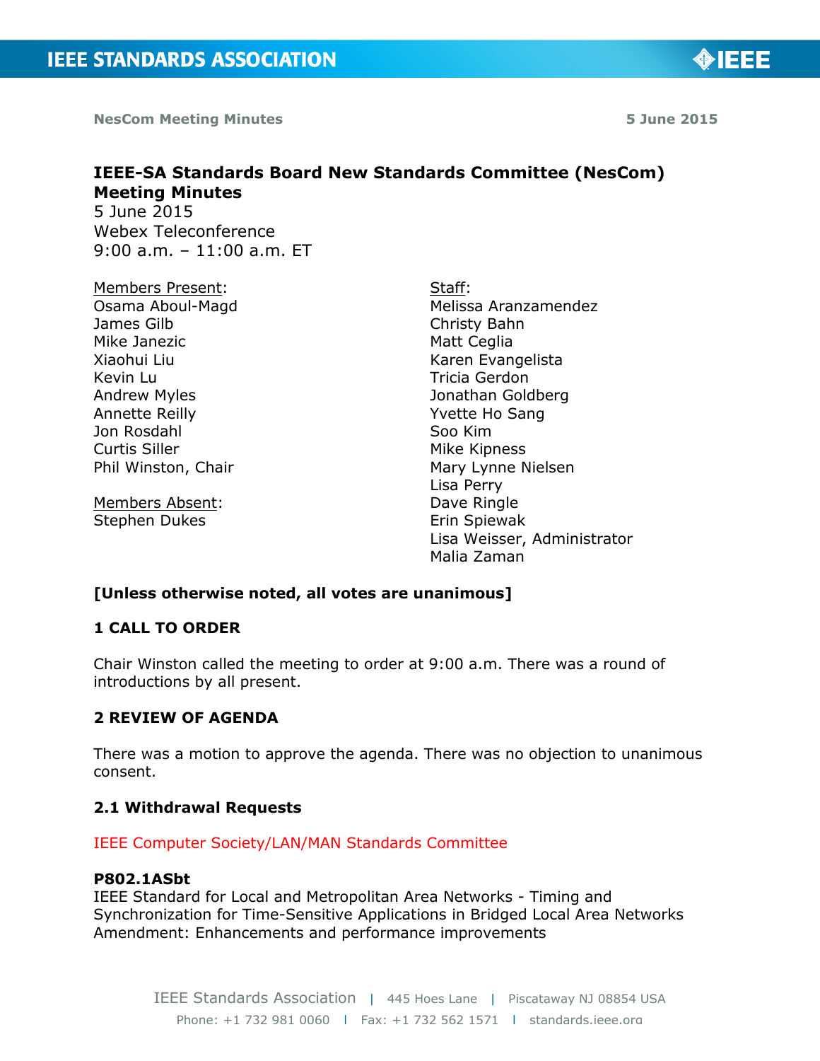# IEEE-SA Standards Board New Standards Committee (NesCom) Meeting Minutes

5 June 2015
Webex Teleconference
9:00 a.m. – 11:00 a.m. ET

Members Present:
Osama Aboul-Magd
James Gilb
Mike Janezic
Xiaohui Liu
Kevin Lu
Andrew Myles
Annette Reilly
Jon Rosdahl
Curtis Siller
Phil Winston, Chair

Members Absent:
Stephen Dukes

Staff:
Melissa Aranzamendez
Christy Bahn
Matt Ceglia
Karen Evangelista
Tricia Gerdon
Jonathan Goldberg
Yvette Ho Sang
Soo Kim
Mike Kipness
Mary Lynne Nielsen
Lisa Perry
Dave Ringle
Erin Spiewak
Lisa Weisser, Administrator
Malia Zaman

**[Unless otherwise noted, all votes are unanimous]**

## 1 CALL TO ORDER

Chair Winston called the meeting to order at 9:00 a.m. There was a round of introductions by all present.

## 2 REVIEW OF AGENDA

There was a motion to approve the agenda. There was no objection to unanimous consent.

### 2.1 Withdrawal Requests

IEEE Computer Society/LAN/MAN Standards Committee

**P802.1ASbt**
IEEE Standard for Local and Metropolitan Area Networks - Timing and Synchronization for Time-Sensitive Applications in Bridged Local Area Networks Amendment: Enhancements and performance improvements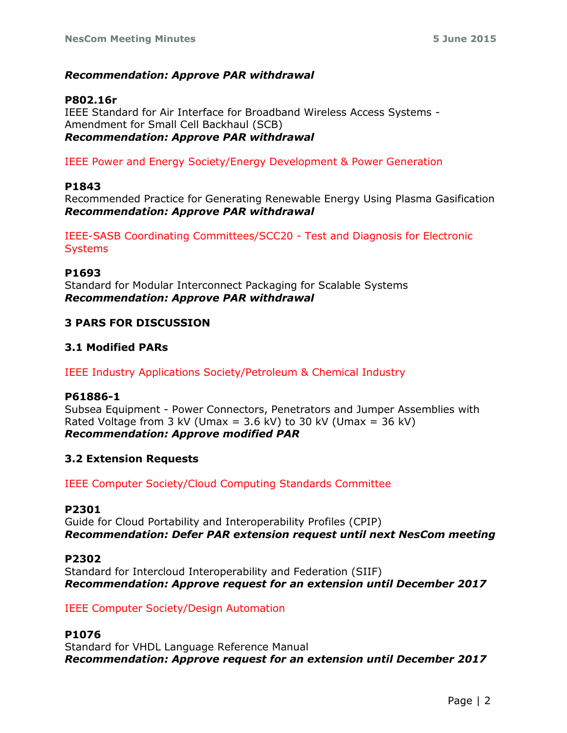***Recommendation: Approve PAR withdrawal***

**P802.16r**
IEEE Standard for Air Interface for Broadband Wireless Access Systems - Amendment for Small Cell Backhaul (SCB)
***Recommendation: Approve PAR withdrawal***

IEEE Power and Energy Society/Energy Development & Power Generation

**P1843**
Recommended Practice for Generating Renewable Energy Using Plasma Gasification
***Recommendation: Approve PAR withdrawal***

IEEE-SASB Coordinating Committees/SCC20 - Test and Diagnosis for Electronic Systems

**P1693**
Standard for Modular Interconnect Packaging for Scalable Systems
***Recommendation: Approve PAR withdrawal***

## 3 PARS FOR DISCUSSION

### 3.1 Modified PARs

IEEE Industry Applications Society/Petroleum & Chemical Industry

**P61886-1**
Subsea Equipment - Power Connectors, Penetrators and Jumper Assemblies with Rated Voltage from 3 kV (Umax = 3.6 kV) to 30 kV (Umax = 36 kV)
***Recommendation: Approve modified PAR***

### 3.2 Extension Requests

IEEE Computer Society/Cloud Computing Standards Committee

**P2301**
Guide for Cloud Portability and Interoperability Profiles (CPIP)
***Recommendation: Defer PAR extension request until next NesCom meeting***

**P2302**
Standard for Intercloud Interoperability and Federation (SIIF)
***Recommendation: Approve request for an extension until December 2017***

IEEE Computer Society/Design Automation

**P1076**
Standard for VHDL Language Reference Manual
***Recommendation: Approve request for an extension until December 2017***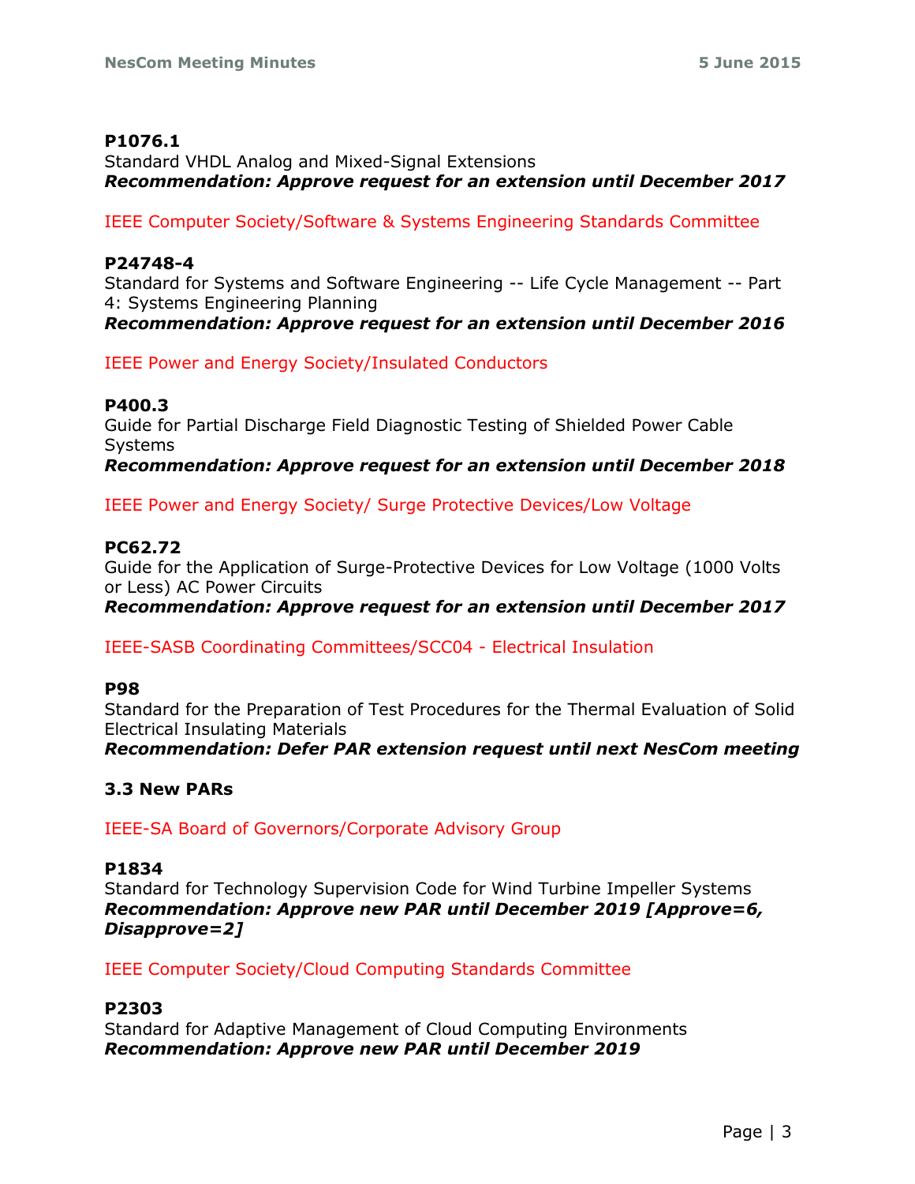**P1076.1**
Standard VHDL Analog and Mixed-Signal Extensions
***Recommendation: Approve request for an extension until December 2017***

IEEE Computer Society/Software & Systems Engineering Standards Committee

**P24748-4**
Standard for Systems and Software Engineering -- Life Cycle Management -- Part 4: Systems Engineering Planning
***Recommendation: Approve request for an extension until December 2016***

IEEE Power and Energy Society/Insulated Conductors

**P400.3**
Guide for Partial Discharge Field Diagnostic Testing of Shielded Power Cable Systems
***Recommendation: Approve request for an extension until December 2018***

IEEE Power and Energy Society/ Surge Protective Devices/Low Voltage

**PC62.72**
Guide for the Application of Surge-Protective Devices for Low Voltage (1000 Volts or Less) AC Power Circuits
***Recommendation: Approve request for an extension until December 2017***

IEEE-SASB Coordinating Committees/SCC04 - Electrical Insulation

**P98**
Standard for the Preparation of Test Procedures for the Thermal Evaluation of Solid Electrical Insulating Materials
***Recommendation: Defer PAR extension request until next NesCom meeting***

### 3.3 New PARs

IEEE-SA Board of Governors/Corporate Advisory Group

**P1834**
Standard for Technology Supervision Code for Wind Turbine Impeller Systems
***Recommendation: Approve new PAR until December 2019 [Approve=6, Disapprove=2]***

IEEE Computer Society/Cloud Computing Standards Committee

**P2303**
Standard for Adaptive Management of Cloud Computing Environments
***Recommendation: Approve new PAR until December 2019***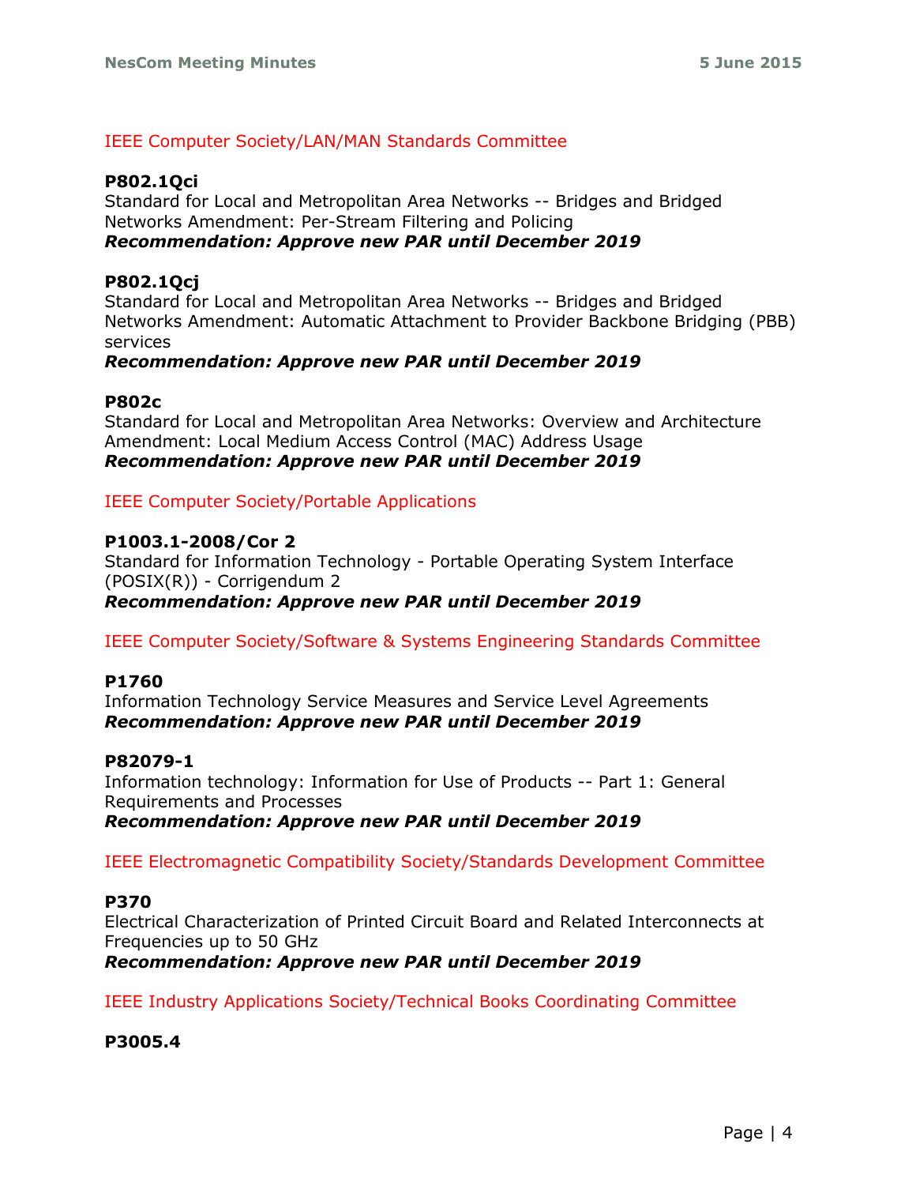IEEE Computer Society/LAN/MAN Standards Committee

**P802.1Qci**
Standard for Local and Metropolitan Area Networks -- Bridges and Bridged Networks Amendment: Per-Stream Filtering and Policing
***Recommendation: Approve new PAR until December 2019***

**P802.1Qcj**
Standard for Local and Metropolitan Area Networks -- Bridges and Bridged Networks Amendment: Automatic Attachment to Provider Backbone Bridging (PBB) services
***Recommendation: Approve new PAR until December 2019***

**P802c**
Standard for Local and Metropolitan Area Networks: Overview and Architecture Amendment: Local Medium Access Control (MAC) Address Usage
***Recommendation: Approve new PAR until December 2019***

IEEE Computer Society/Portable Applications

**P1003.1-2008/Cor 2**
Standard for Information Technology - Portable Operating System Interface (POSIX(R)) - Corrigendum 2
***Recommendation: Approve new PAR until December 2019***

IEEE Computer Society/Software & Systems Engineering Standards Committee

**P1760**
Information Technology Service Measures and Service Level Agreements
***Recommendation: Approve new PAR until December 2019***

**P82079-1**
Information technology: Information for Use of Products -- Part 1: General Requirements and Processes
***Recommendation: Approve new PAR until December 2019***

IEEE Electromagnetic Compatibility Society/Standards Development Committee

**P370**
Electrical Characterization of Printed Circuit Board and Related Interconnects at Frequencies up to 50 GHz
***Recommendation: Approve new PAR until December 2019***

IEEE Industry Applications Society/Technical Books Coordinating Committee

**P3005.4**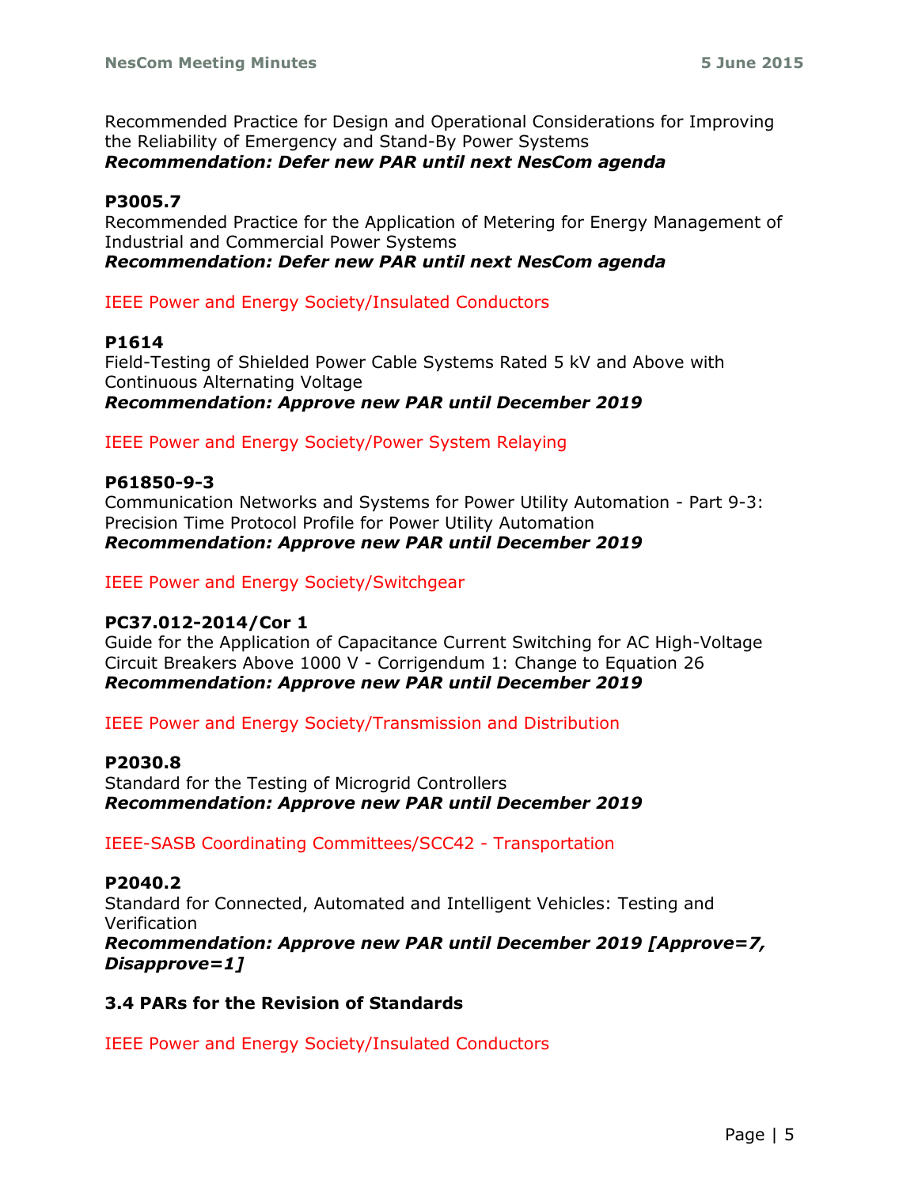Recommended Practice for Design and Operational Considerations for Improving the Reliability of Emergency and Stand-By Power Systems
***Recommendation: Defer new PAR until next NesCom agenda***

**P3005.7**
Recommended Practice for the Application of Metering for Energy Management of Industrial and Commercial Power Systems
***Recommendation: Defer new PAR until next NesCom agenda***

IEEE Power and Energy Society/Insulated Conductors

**P1614**
Field-Testing of Shielded Power Cable Systems Rated 5 kV and Above with Continuous Alternating Voltage
***Recommendation: Approve new PAR until December 2019***

IEEE Power and Energy Society/Power System Relaying

**P61850-9-3**
Communication Networks and Systems for Power Utility Automation - Part 9-3: Precision Time Protocol Profile for Power Utility Automation
***Recommendation: Approve new PAR until December 2019***

IEEE Power and Energy Society/Switchgear

**PC37.012-2014/Cor 1**
Guide for the Application of Capacitance Current Switching for AC High-Voltage Circuit Breakers Above 1000 V - Corrigendum 1: Change to Equation 26
***Recommendation: Approve new PAR until December 2019***

IEEE Power and Energy Society/Transmission and Distribution

**P2030.8**
Standard for the Testing of Microgrid Controllers
***Recommendation: Approve new PAR until December 2019***

IEEE-SASB Coordinating Committees/SCC42 - Transportation

**P2040.2**
Standard for Connected, Automated and Intelligent Vehicles: Testing and Verification
***Recommendation: Approve new PAR until December 2019 [Approve=7, Disapprove=1]***

### 3.4 PARs for the Revision of Standards

IEEE Power and Energy Society/Insulated Conductors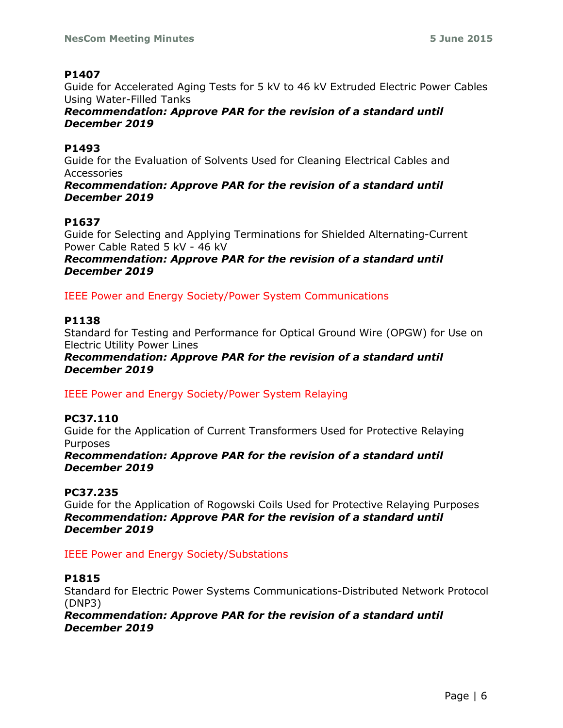**P1407**

Guide for Accelerated Aging Tests for 5 kV to 46 kV Extruded Electric Power Cables Using Water-Filled Tanks

***Recommendation: Approve PAR for the revision of a standard until December 2019***

**P1493**

Guide for the Evaluation of Solvents Used for Cleaning Electrical Cables and Accessories

***Recommendation: Approve PAR for the revision of a standard until December 2019***

**P1637**

Guide for Selecting and Applying Terminations for Shielded Alternating-Current Power Cable Rated 5 kV - 46 kV

***Recommendation: Approve PAR for the revision of a standard until December 2019***

IEEE Power and Energy Society/Power System Communications

**P1138**

Standard for Testing and Performance for Optical Ground Wire (OPGW) for Use on Electric Utility Power Lines

***Recommendation: Approve PAR for the revision of a standard until December 2019***

IEEE Power and Energy Society/Power System Relaying

**PC37.110**

Guide for the Application of Current Transformers Used for Protective Relaying Purposes

***Recommendation: Approve PAR for the revision of a standard until December 2019***

**PC37.235**

Guide for the Application of Rogowski Coils Used for Protective Relaying Purposes

***Recommendation: Approve PAR for the revision of a standard until December 2019***

IEEE Power and Energy Society/Substations

**P1815**

Standard for Electric Power Systems Communications-Distributed Network Protocol (DNP3)

***Recommendation: Approve PAR for the revision of a standard until December 2019***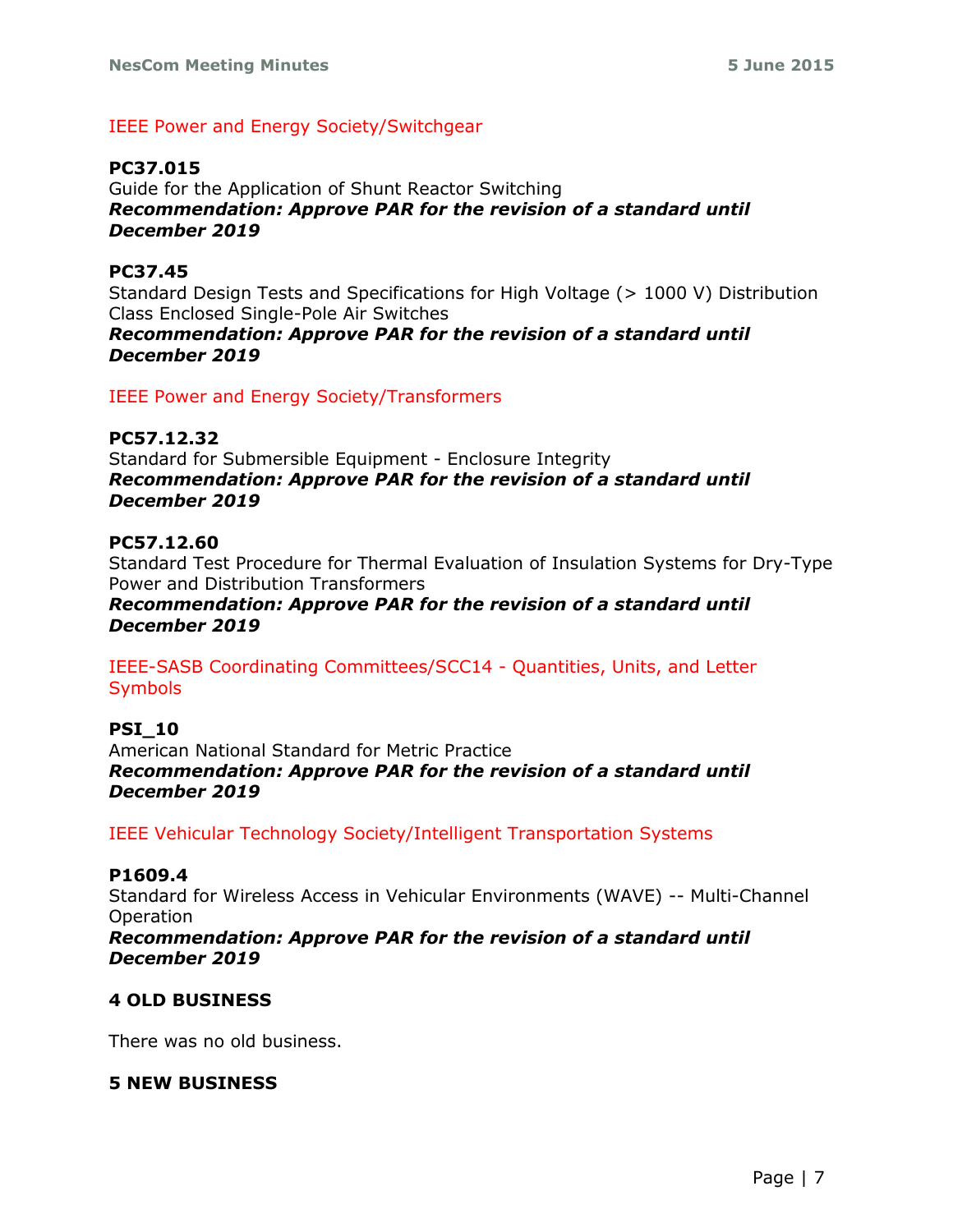IEEE Power and Energy Society/Switchgear

**PC37.015**
Guide for the Application of Shunt Reactor Switching
***Recommendation: Approve PAR for the revision of a standard until December 2019***

**PC37.45**
Standard Design Tests and Specifications for High Voltage (> 1000 V) Distribution Class Enclosed Single-Pole Air Switches
***Recommendation: Approve PAR for the revision of a standard until December 2019***

IEEE Power and Energy Society/Transformers

**PC57.12.32**
Standard for Submersible Equipment - Enclosure Integrity
***Recommendation: Approve PAR for the revision of a standard until December 2019***

**PC57.12.60**
Standard Test Procedure for Thermal Evaluation of Insulation Systems for Dry-Type Power and Distribution Transformers
***Recommendation: Approve PAR for the revision of a standard until December 2019***

IEEE-SASB Coordinating Committees/SCC14 - Quantities, Units, and Letter Symbols

**PSI_10**
American National Standard for Metric Practice
***Recommendation: Approve PAR for the revision of a standard until December 2019***

IEEE Vehicular Technology Society/Intelligent Transportation Systems

**P1609.4**
Standard for Wireless Access in Vehicular Environments (WAVE) -- Multi-Channel Operation
***Recommendation: Approve PAR for the revision of a standard until December 2019***

## 4 OLD BUSINESS

There was no old business.

## 5 NEW BUSINESS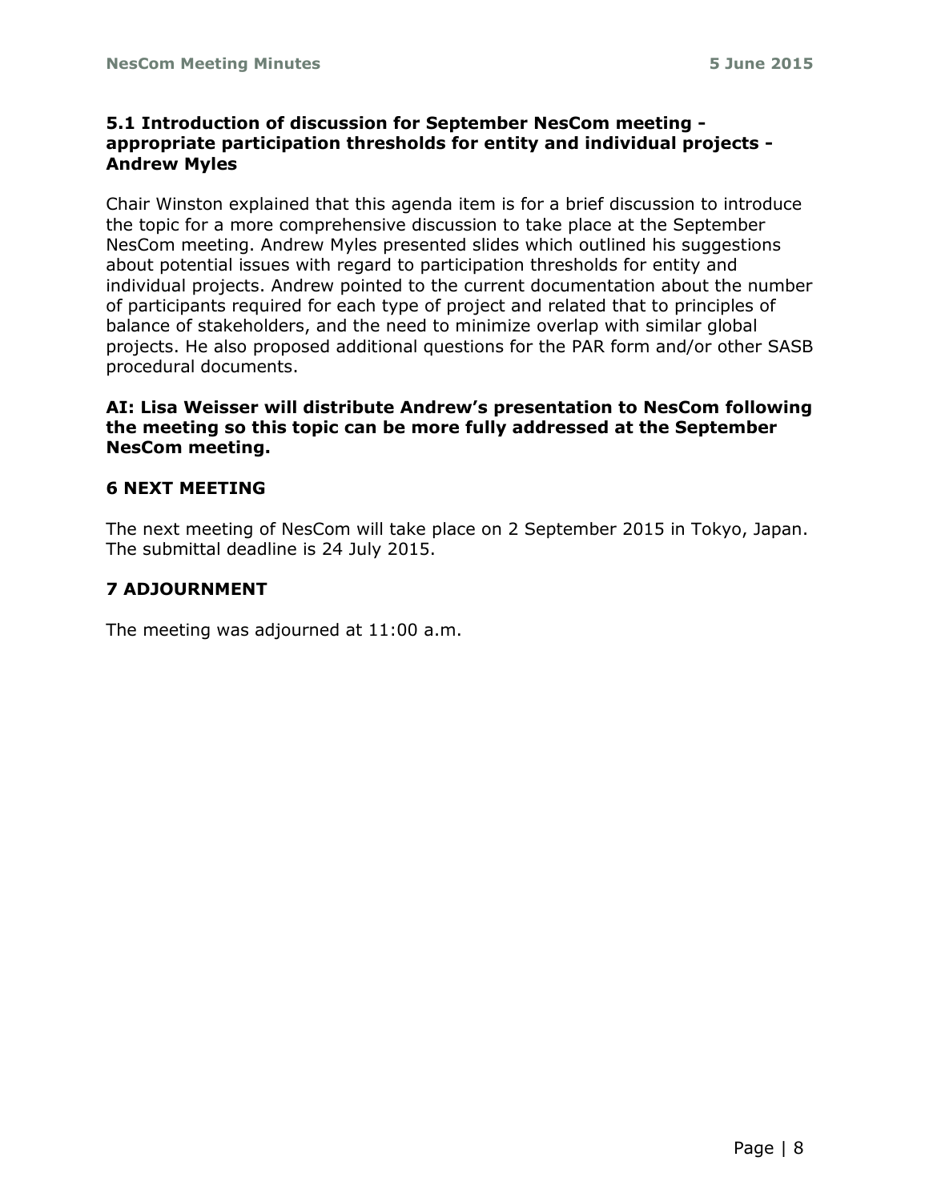### 5.1 Introduction of discussion for September NesCom meeting - appropriate participation thresholds for entity and individual projects - Andrew Myles

Chair Winston explained that this agenda item is for a brief discussion to introduce the topic for a more comprehensive discussion to take place at the September NesCom meeting. Andrew Myles presented slides which outlined his suggestions about potential issues with regard to participation thresholds for entity and individual projects. Andrew pointed to the current documentation about the number of participants required for each type of project and related that to principles of balance of stakeholders, and the need to minimize overlap with similar global projects. He also proposed additional questions for the PAR form and/or other SASB procedural documents.

**AI: Lisa Weisser will distribute Andrew's presentation to NesCom following the meeting so this topic can be more fully addressed at the September NesCom meeting.**

## 6 NEXT MEETING

The next meeting of NesCom will take place on 2 September 2015 in Tokyo, Japan. The submittal deadline is 24 July 2015.

## 7 ADJOURNMENT

The meeting was adjourned at 11:00 a.m.